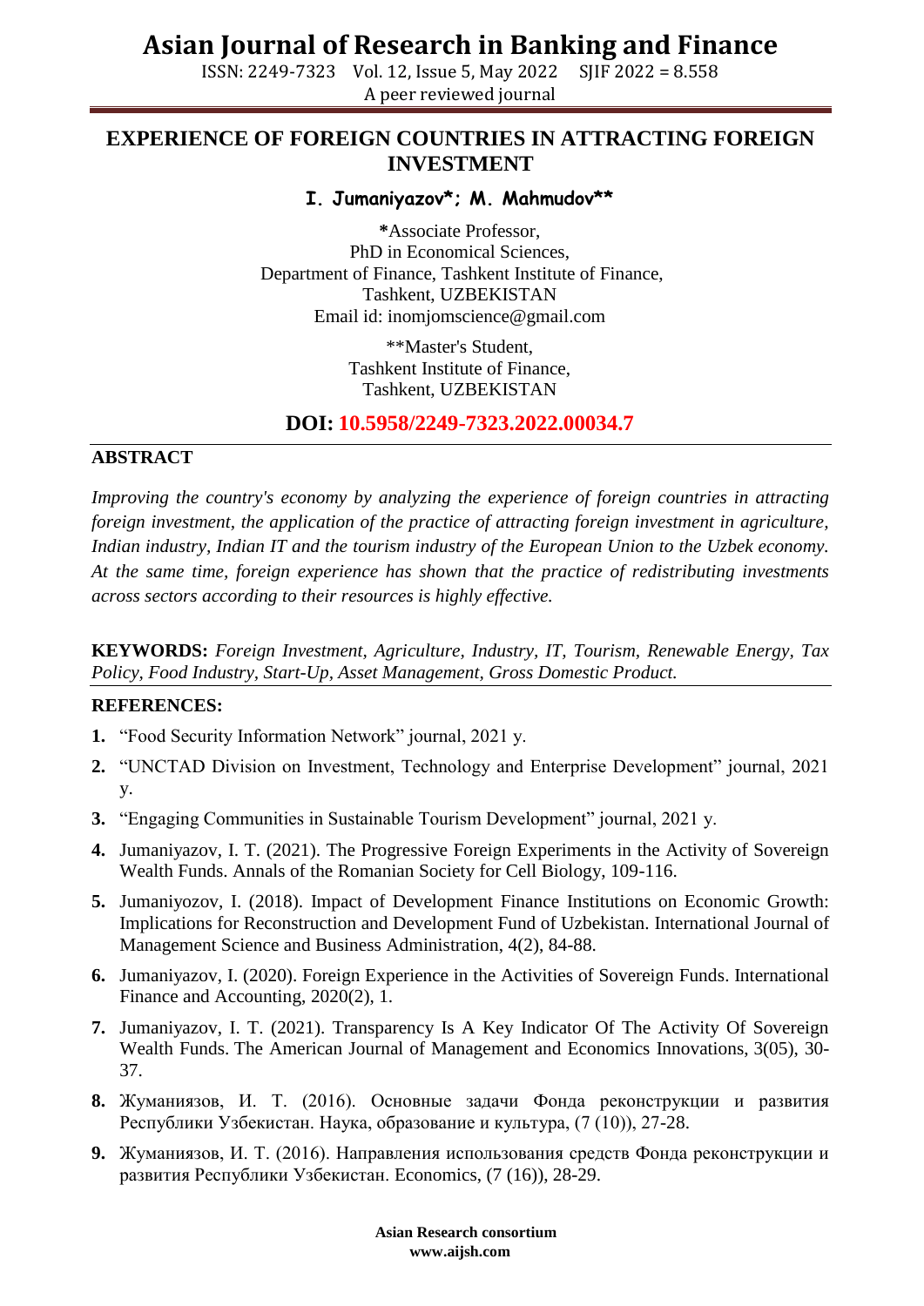# EXPERIENCE OF FOREIGN COUNTRIES IN ATTRACTING FOREIGN INVESTMENT

**I. Jumaniyazov*; M. Mahmudov****

*Associate Professor,
PhD in Economical Sciences,
Department of Finance, Tashkent Institute of Finance,
Tashkent, UZBEKISTAN
Email id: inomjomscience@gmail.com

**Master's Student,
Tashkent Institute of Finance,
Tashkent, UZBEKISTAN

**DOI: 10.5958/2249-7323.2022.00034.7**

## ABSTRACT

*Improving the country's economy by analyzing the experience of foreign countries in attracting foreign investment, the application of the practice of attracting foreign investment in agriculture, Indian industry, Indian IT and the tourism industry of the European Union to the Uzbek economy. At the same time, foreign experience has shown that the practice of redistributing investments across sectors according to their resources is highly effective.*

**KEYWORDS:** *Foreign Investment, Agriculture, Industry, IT, Tourism, Renewable Energy, Tax Policy, Food Industry, Start-Up, Asset Management, Gross Domestic Product.*

## REFERENCES:

1. "Food Security Information Network" journal, 2021 y.
2. "UNCTAD Division on Investment, Technology and Enterprise Development" journal, 2021 y.
3. "Engaging Communities in Sustainable Tourism Development" journal, 2021 y.
4. Jumaniyazov, I. T. (2021). The Progressive Foreign Experiments in the Activity of Sovereign Wealth Funds. Annals of the Romanian Society for Cell Biology, 109-116.
5. Jumaniyozov, I. (2018). Impact of Development Finance Institutions on Economic Growth: Implications for Reconstruction and Development Fund of Uzbekistan. International Journal of Management Science and Business Administration, 4(2), 84-88.
6. Jumaniyazov, I. (2020). Foreign Experience in the Activities of Sovereign Funds. International Finance and Accounting, 2020(2), 1.
7. Jumaniyazov, I. T. (2021). Transparency Is A Key Indicator Of The Activity Of Sovereign Wealth Funds. The American Journal of Management and Economics Innovations, 3(05), 30-37.
8. Жуманиязов, И. Т. (2016). Основные задачи Фонда реконструкции и развития Республики Узбекистан. Наука, образование и культура, (7 (10)), 27-28.
9. Жуманиязов, И. Т. (2016). Направления использования средств Фонда реконструкции и развития Республики Узбекистан. Economics, (7 (16)), 28-29.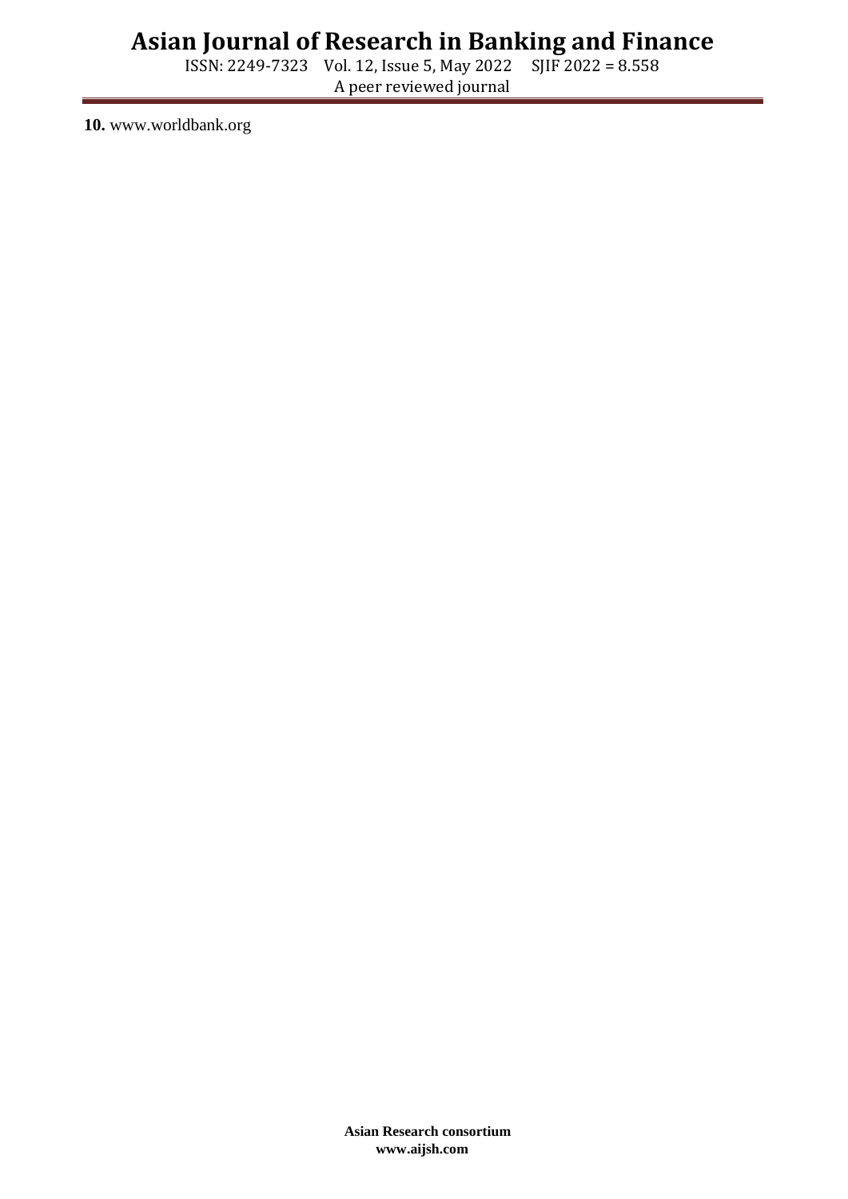**10.** www.worldbank.org